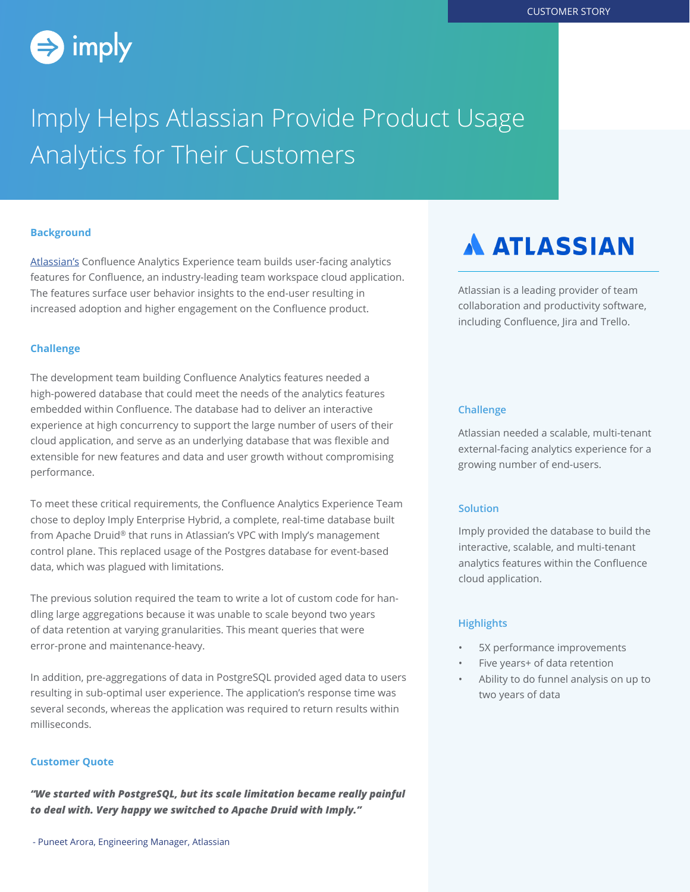CUSTOMER STORY

imply

# Imply Helps Atlassian Provide Product Usage Analytics for Their Customers

## Background

Atlassian's Confluence Analytics Experience team builds user-facing analytics features for Confluence, an industry-leading team workspace cloud application. The features surface user behavior insights to the end-user resulting in increased adoption and higher engagement on the Confluence product.

## Challenge

The development team building Confluence Analytics features needed a high-powered database that could meet the needs of the analytics features embedded within Confluence. The database had to deliver an interactive experience at high concurrency to support the large number of users of their cloud application, and serve as an underlying database that was flexible and extensible for new features and data and user growth without compromising performance.

To meet these critical requirements, the Confluence Analytics Experience Team chose to deploy Imply Enterprise Hybrid, a complete, real-time database built from Apache Druid® that runs in Atlassian's VPC with Imply's management control plane. This replaced usage of the Postgres database for event-based data, which was plagued with limitations.

The previous solution required the team to write a lot of custom code for handling large aggregations because it was unable to scale beyond two years of data retention at varying granularities. This meant queries that were error-prone and maintenance-heavy.

In addition, pre-aggregations of data in PostgreSQL provided aged data to users resulting in sub-optimal user experience. The application's response time was several seconds, whereas the application was required to return results within milliseconds.

## Customer Quote

***"We started with PostgreSQL, but its scale limitation became really painful to deal with. Very happy we switched to Apache Druid with Imply."***

- Puneet Arora, Engineering Manager, Atlassian

ATLASSIAN

Atlassian is a leading provider of team collaboration and productivity software, including Confluence, Jira and Trello.

### Challenge

Atlassian needed a scalable, multi-tenant external-facing analytics experience for a growing number of end-users.

### Solution

Imply provided the database to build the interactive, scalable, and multi-tenant analytics features within the Confluence cloud application.

### Highlights

- 5X performance improvements
- Five years+ of data retention
- Ability to do funnel analysis on up to two years of data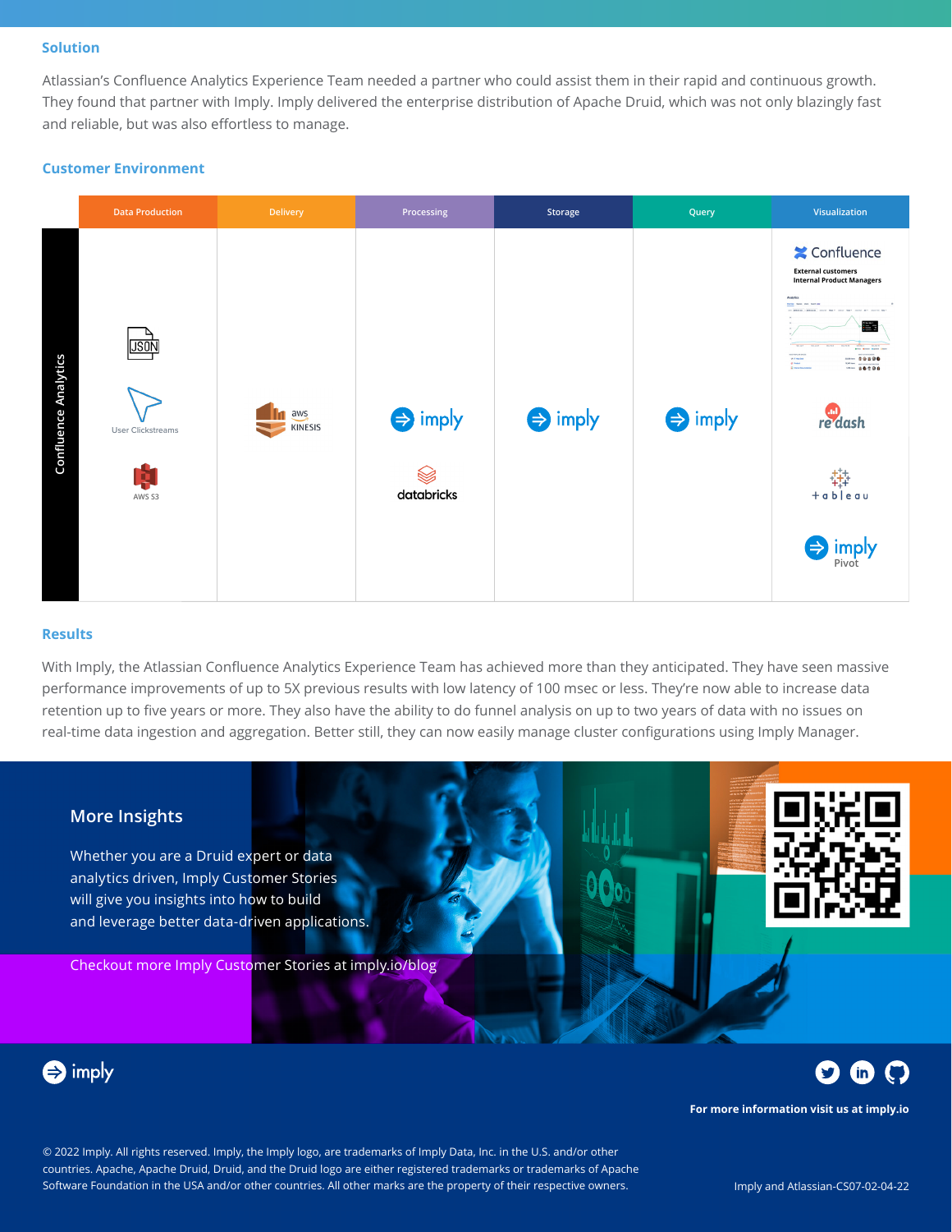## Solution

Atlassian's Confluence Analytics Experience Team needed a partner who could assist them in their rapid and continuous growth. They found that partner with Imply. Imply delivered the enterprise distribution of Apache Druid, which was not only blazingly fast and reliable, but was also effortless to manage.

## Customer Environment

Confluence Analytics

| Data Production | Delivery | Processing | Storage | Query | Visualization |
|---|---|---|---|---|---|
| JSON<br>User Clickstreams<br>AWS S3 | aws KINESIS | imply<br>databricks | imply | imply | Confluence<br>External customers<br>Internal Product Managers<br>redash<br>tableau<br>imply Pivot |

## Results

With Imply, the Atlassian Confluence Analytics Experience Team has achieved more than they anticipated. They have seen massive performance improvements of up to 5X previous results with low latency of 100 msec or less. They're now able to increase data retention up to five years or more. They also have the ability to do funnel analysis on up to two years of data with no issues on real-time data ingestion and aggregation. Better still, they can now easily manage cluster configurations using Imply Manager.

## More Insights

Whether you are a Druid expert or data analytics driven, Imply Customer Stories will give you insights into how to build and leverage better data-driven applications.

Checkout more Imply Customer Stories at imply.io/blog

imply

For more information visit us at imply.io

© 2022 Imply. All rights reserved. Imply, the Imply logo, are trademarks of Imply Data, Inc. in the U.S. and/or other countries. Apache, Apache Druid, Druid, and the Druid logo are either registered trademarks or trademarks of Apache Software Foundation in the USA and/or other countries. All other marks are the property of their respective owners.

Imply and Atlassian-CS07-02-04-22